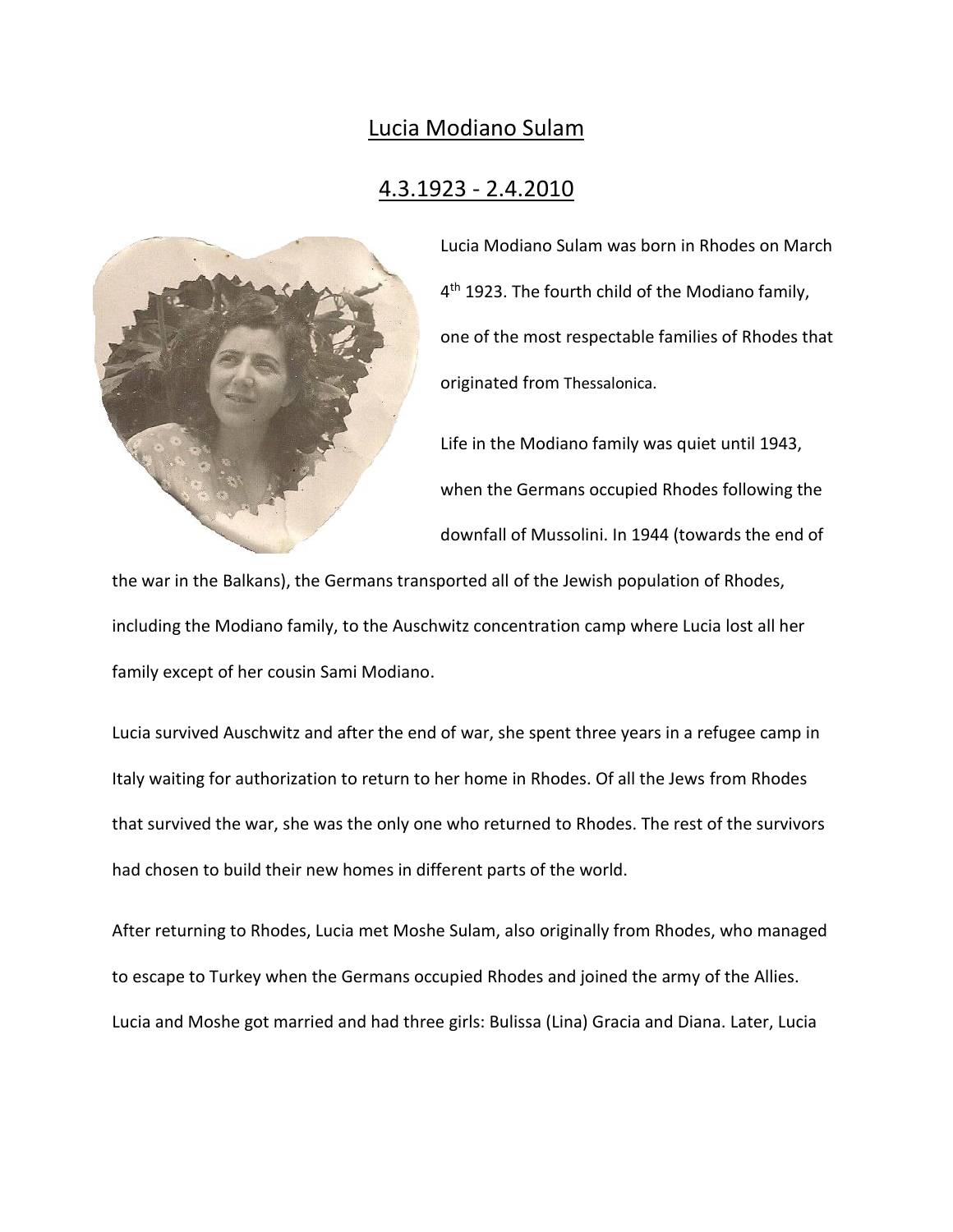# Lucia Modiano Sulam

## 4.3.1923 - 2.4.2010

Lucia Modiano Sulam was born in Rhodes on March 4th 1923. The fourth child of the Modiano family, one of the most respectable families of Rhodes that originated from Thessalonica.

Life in the Modiano family was quiet until 1943, when the Germans occupied Rhodes following the downfall of Mussolini. In 1944 (towards the end of the war in the Balkans), the Germans transported all of the Jewish population of Rhodes, including the Modiano family, to the Auschwitz concentration camp where Lucia lost all her family except of her cousin Sami Modiano.

Lucia survived Auschwitz and after the end of war, she spent three years in a refugee camp in Italy waiting for authorization to return to her home in Rhodes. Of all the Jews from Rhodes that survived the war, she was the only one who returned to Rhodes. The rest of the survivors had chosen to build their new homes in different parts of the world.

After returning to Rhodes, Lucia met Moshe Sulam, also originally from Rhodes, who managed to escape to Turkey when the Germans occupied Rhodes and joined the army of the Allies. Lucia and Moshe got married and had three girls: Bulissa (Lina) Gracia and Diana. Later, Lucia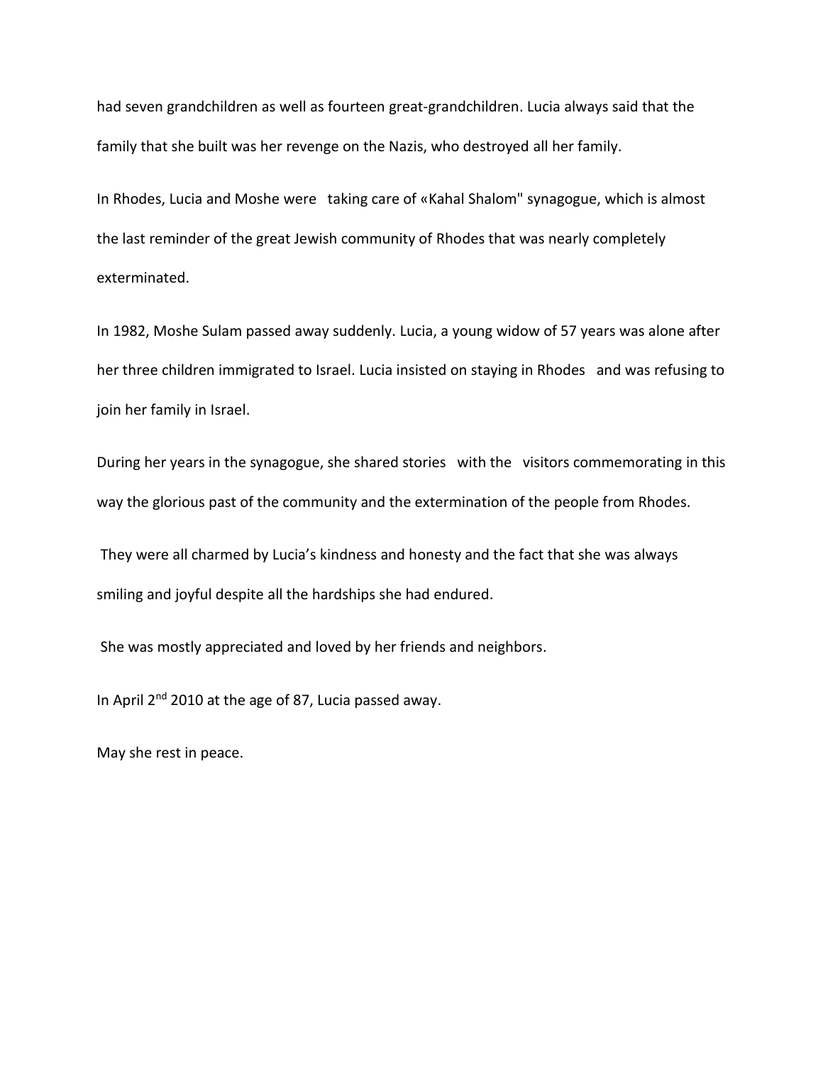had seven grandchildren as well as fourteen great-grandchildren. Lucia always said that the family that she built was her revenge on the Nazis, who destroyed all her family.

In Rhodes, Lucia and Moshe were taking care of «Kahal Shalom" synagogue, which is almost the last reminder of the great Jewish community of Rhodes that was nearly completely exterminated.

In 1982, Moshe Sulam passed away suddenly. Lucia, a young widow of 57 years was alone after her three children immigrated to Israel. Lucia insisted on staying in Rhodes and was refusing to join her family in Israel.

During her years in the synagogue, she shared stories with the visitors commemorating in this way the glorious past of the community and the extermination of the people from Rhodes.

They were all charmed by Lucia's kindness and honesty and the fact that she was always smiling and joyful despite all the hardships she had endured.

She was mostly appreciated and loved by her friends and neighbors.

In April 2nd 2010 at the age of 87, Lucia passed away.

May she rest in peace.